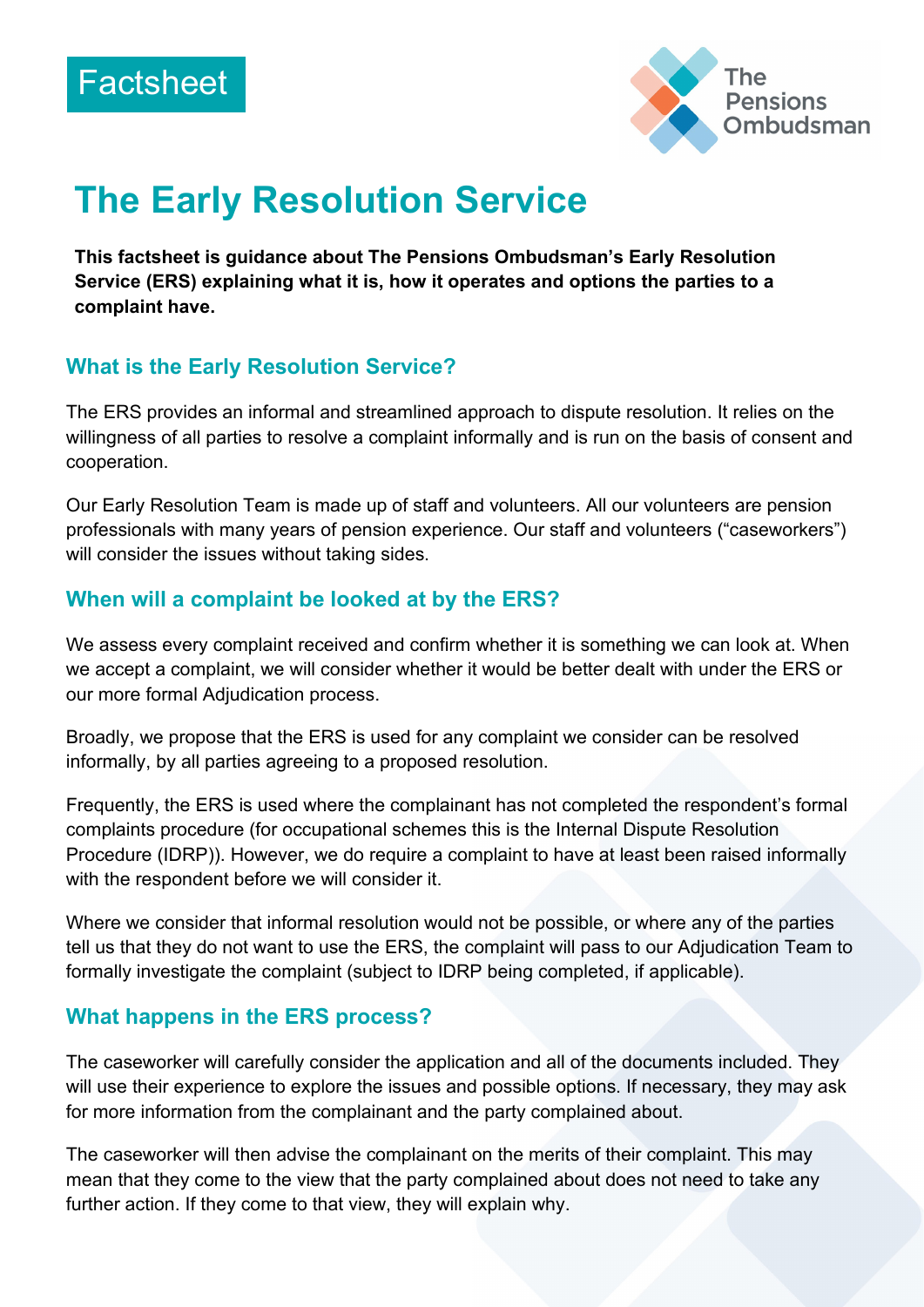Factsheet

# The Early Resolution Service

**This factsheet is guidance about The Pensions Ombudsman's Early Resolution Service (ERS) explaining what it is, how it operates and options the parties to a complaint have.**

## What is the Early Resolution Service?

The ERS provides an informal and streamlined approach to dispute resolution. It relies on the willingness of all parties to resolve a complaint informally and is run on the basis of consent and cooperation.

Our Early Resolution Team is made up of staff and volunteers. All our volunteers are pension professionals with many years of pension experience. Our staff and volunteers ("caseworkers") will consider the issues without taking sides.

## When will a complaint be looked at by the ERS?

We assess every complaint received and confirm whether it is something we can look at. When we accept a complaint, we will consider whether it would be better dealt with under the ERS or our more formal Adjudication process.

Broadly, we propose that the ERS is used for any complaint we consider can be resolved informally, by all parties agreeing to a proposed resolution.

Frequently, the ERS is used where the complainant has not completed the respondent's formal complaints procedure (for occupational schemes this is the Internal Dispute Resolution Procedure (IDRP)). However, we do require a complaint to have at least been raised informally with the respondent before we will consider it.

Where we consider that informal resolution would not be possible, or where any of the parties tell us that they do not want to use the ERS, the complaint will pass to our Adjudication Team to formally investigate the complaint (subject to IDRP being completed, if applicable).

## What happens in the ERS process?

The caseworker will carefully consider the application and all of the documents included. They will use their experience to explore the issues and possible options. If necessary, they may ask for more information from the complainant and the party complained about.

The caseworker will then advise the complainant on the merits of their complaint. This may mean that they come to the view that the party complained about does not need to take any further action. If they come to that view, they will explain why.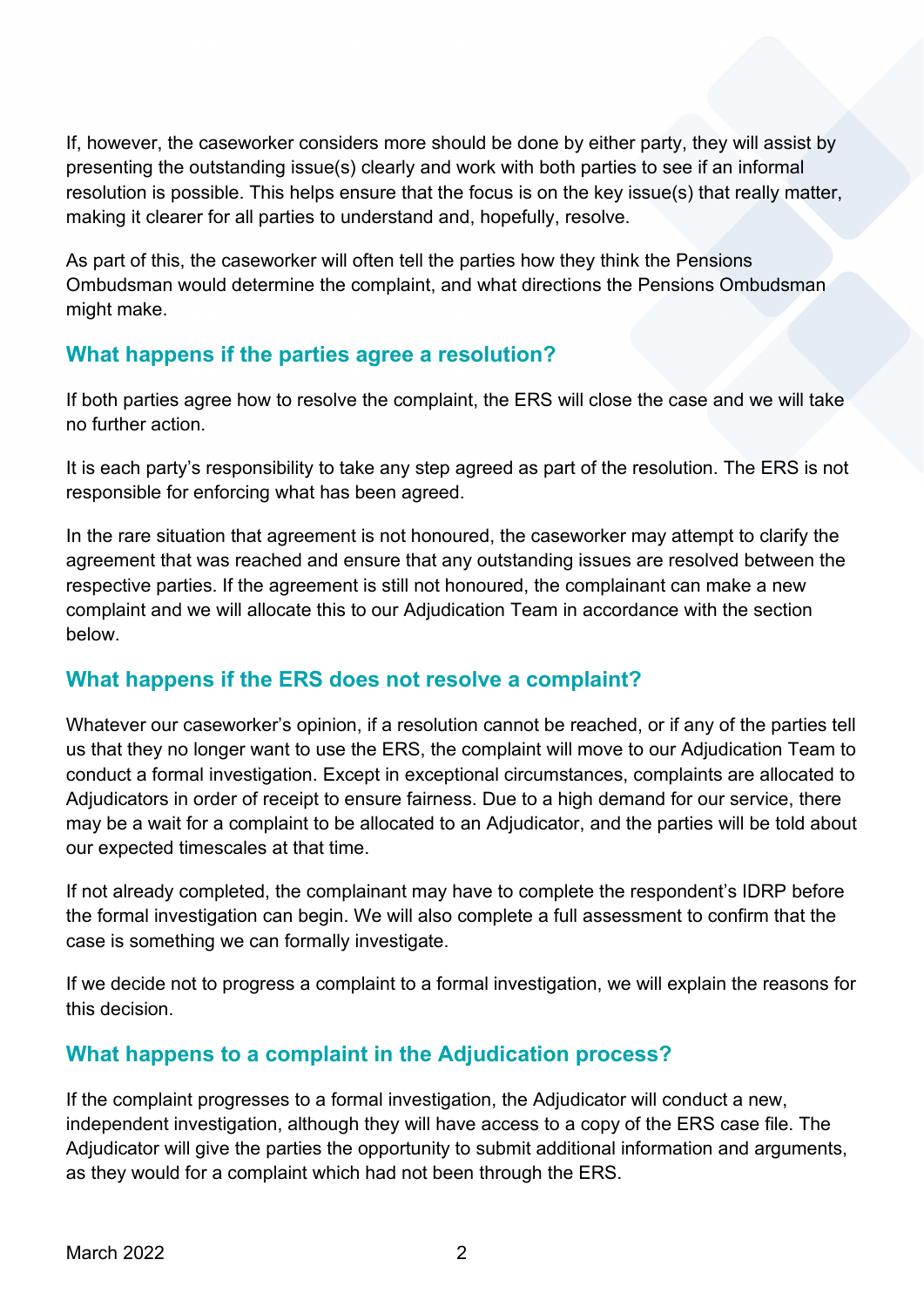If, however, the caseworker considers more should be done by either party, they will assist by presenting the outstanding issue(s) clearly and work with both parties to see if an informal resolution is possible. This helps ensure that the focus is on the key issue(s) that really matter, making it clearer for all parties to understand and, hopefully, resolve.

As part of this, the caseworker will often tell the parties how they think the Pensions Ombudsman would determine the complaint, and what directions the Pensions Ombudsman might make.

## What happens if the parties agree a resolution?

If both parties agree how to resolve the complaint, the ERS will close the case and we will take no further action.

It is each party's responsibility to take any step agreed as part of the resolution. The ERS is not responsible for enforcing what has been agreed.

In the rare situation that agreement is not honoured, the caseworker may attempt to clarify the agreement that was reached and ensure that any outstanding issues are resolved between the respective parties. If the agreement is still not honoured, the complainant can make a new complaint and we will allocate this to our Adjudication Team in accordance with the section below.

## What happens if the ERS does not resolve a complaint?

Whatever our caseworker's opinion, if a resolution cannot be reached, or if any of the parties tell us that they no longer want to use the ERS, the complaint will move to our Adjudication Team to conduct a formal investigation. Except in exceptional circumstances, complaints are allocated to Adjudicators in order of receipt to ensure fairness. Due to a high demand for our service, there may be a wait for a complaint to be allocated to an Adjudicator, and the parties will be told about our expected timescales at that time.

If not already completed, the complainant may have to complete the respondent's IDRP before the formal investigation can begin. We will also complete a full assessment to confirm that the case is something we can formally investigate.

If we decide not to progress a complaint to a formal investigation, we will explain the reasons for this decision.

## What happens to a complaint in the Adjudication process?

If the complaint progresses to a formal investigation, the Adjudicator will conduct a new, independent investigation, although they will have access to a copy of the ERS case file. The Adjudicator will give the parties the opportunity to submit additional information and arguments, as they would for a complaint which had not been through the ERS.

March 2022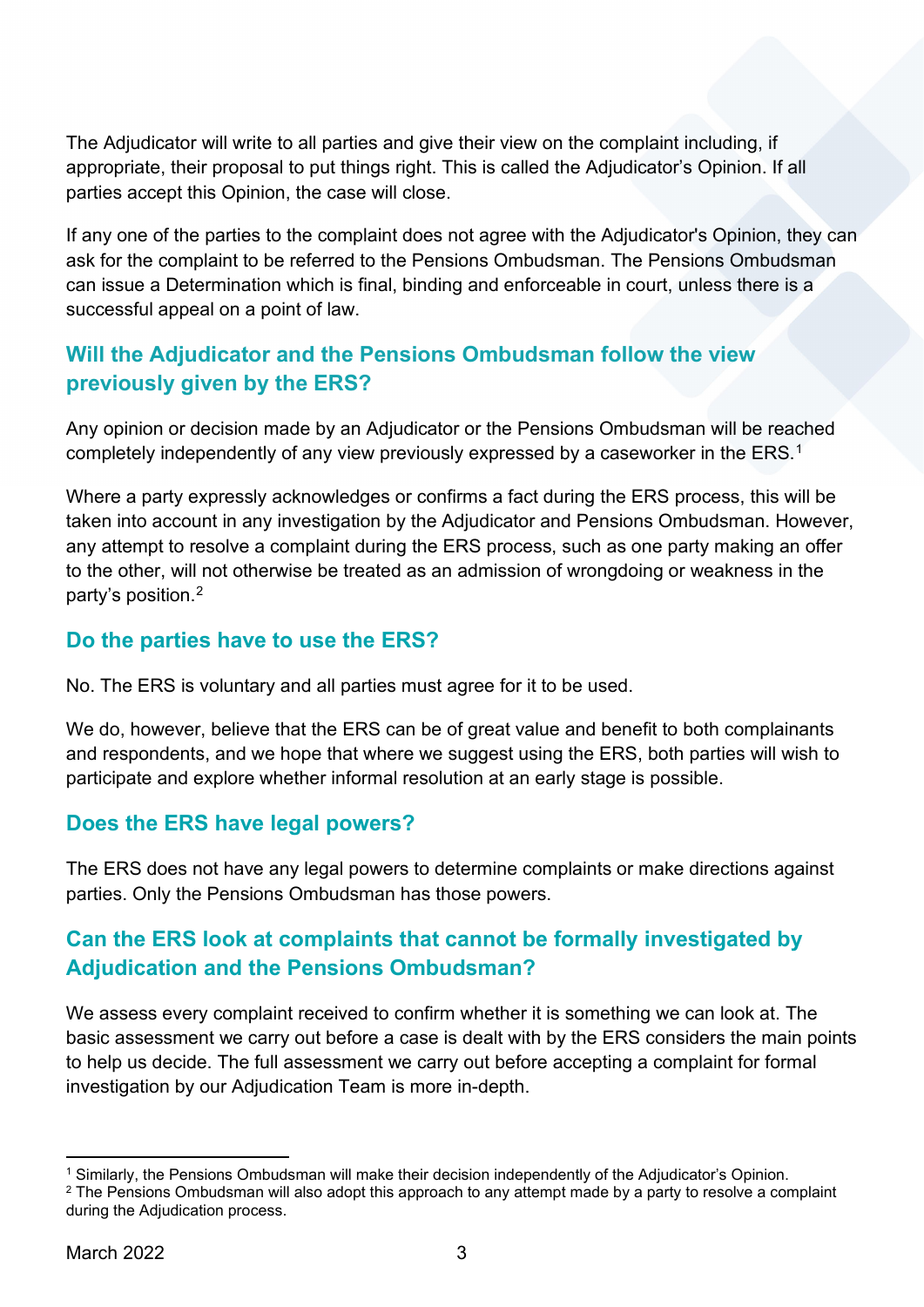The Adjudicator will write to all parties and give their view on the complaint including, if appropriate, their proposal to put things right. This is called the Adjudicator's Opinion. If all parties accept this Opinion, the case will close.

If any one of the parties to the complaint does not agree with the Adjudicator's Opinion, they can ask for the complaint to be referred to the Pensions Ombudsman. The Pensions Ombudsman can issue a Determination which is final, binding and enforceable in court, unless there is a successful appeal on a point of law.

## Will the Adjudicator and the Pensions Ombudsman follow the view previously given by the ERS?

Any opinion or decision made by an Adjudicator or the Pensions Ombudsman will be reached completely independently of any view previously expressed by a caseworker in the ERS.[1]

Where a party expressly acknowledges or confirms a fact during the ERS process, this will be taken into account in any investigation by the Adjudicator and Pensions Ombudsman. However, any attempt to resolve a complaint during the ERS process, such as one party making an offer to the other, will not otherwise be treated as an admission of wrongdoing or weakness in the party's position.[2]

## Do the parties have to use the ERS?

No. The ERS is voluntary and all parties must agree for it to be used.

We do, however, believe that the ERS can be of great value and benefit to both complainants and respondents, and we hope that where we suggest using the ERS, both parties will wish to participate and explore whether informal resolution at an early stage is possible.

## Does the ERS have legal powers?

The ERS does not have any legal powers to determine complaints or make directions against parties. Only the Pensions Ombudsman has those powers.

## Can the ERS look at complaints that cannot be formally investigated by Adjudication and the Pensions Ombudsman?

We assess every complaint received to confirm whether it is something we can look at. The basic assessment we carry out before a case is dealt with by the ERS considers the main points to help us decide. The full assessment we carry out before accepting a complaint for formal investigation by our Adjudication Team is more in-depth.

---

[1] Similarly, the Pensions Ombudsman will make their decision independently of the Adjudicator's Opinion.

[2] The Pensions Ombudsman will also adopt this approach to any attempt made by a party to resolve a complaint during the Adjudication process.

March 2022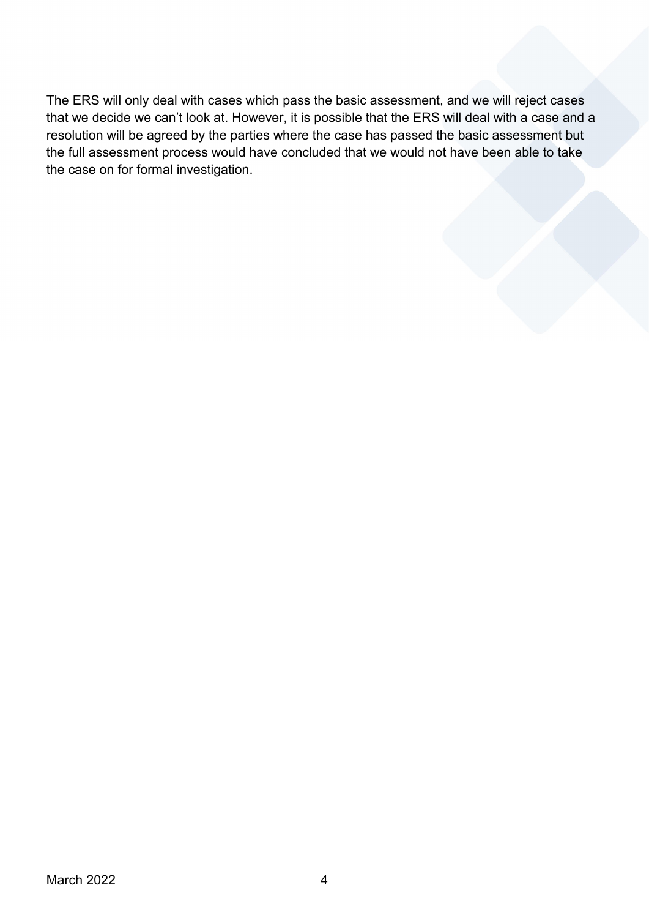The ERS will only deal with cases which pass the basic assessment, and we will reject cases that we decide we can’t look at. However, it is possible that the ERS will deal with a case and a resolution will be agreed by the parties where the case has passed the basic assessment but the full assessment process would have concluded that we would not have been able to take the case on for formal investigation.